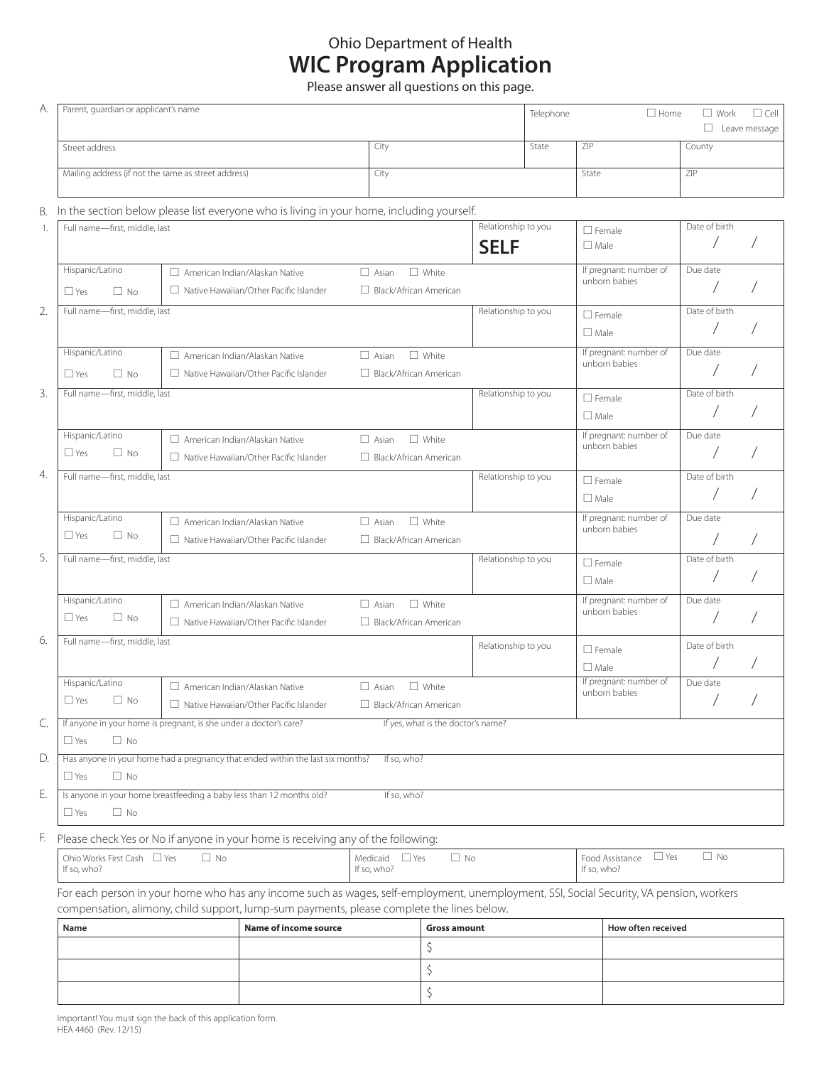Ohio Department of Health

# WIC Program Application

Please answer all questions on this page.

**A.**

| Parent, guardian or applicant's name | | | Telephone ☐ Home ☐ Work ☐ Cell ☐ Leave message | |
|---|---|---|---|---|
| Street address | City | State | ZIP | County |
| Mailing address (if not the same as street address) | City | | State | ZIP |

**B.** In the section below please list everyone who is living in your home, including yourself.

| # | Full name—first, middle, last | | Relationship to you | ☐ Female ☐ Male | Date of birth |
|---|---|---|---|---|---|
| | Hispanic/Latino ☐ Yes ☐ No | ☐ American Indian/Alaskan Native ☐ Native Hawaiian/Other Pacific Islander ☐ Asian ☐ White ☐ Black/African American | | If pregnant: number of unborn babies | Due date |
| 1. | Full name—first, middle, last | | Relationship to you: **SELF** | ☐ Female ☐ Male | Date of birth / / |
| | Hispanic/Latino ☐ Yes ☐ No | ☐ American Indian/Alaskan Native ☐ Native Hawaiian/Other Pacific Islander ☐ Asian ☐ White ☐ Black/African American | | If pregnant: number of unborn babies | Due date / / |
| 2. | Full name—first, middle, last | | Relationship to you | ☐ Female ☐ Male | Date of birth / / |
| | Hispanic/Latino ☐ Yes ☐ No | ☐ American Indian/Alaskan Native ☐ Native Hawaiian/Other Pacific Islander ☐ Asian ☐ White ☐ Black/African American | | If pregnant: number of unborn babies | Due date / / |
| 3. | Full name—first, middle, last | | Relationship to you | ☐ Female ☐ Male | Date of birth / / |
| | Hispanic/Latino ☐ Yes ☐ No | ☐ American Indian/Alaskan Native ☐ Native Hawaiian/Other Pacific Islander ☐ Asian ☐ White ☐ Black/African American | | If pregnant: number of unborn babies | Due date / / |
| 4. | Full name—first, middle, last | | Relationship to you | ☐ Female ☐ Male | Date of birth / / |
| | Hispanic/Latino ☐ Yes ☐ No | ☐ American Indian/Alaskan Native ☐ Native Hawaiian/Other Pacific Islander ☐ Asian ☐ White ☐ Black/African American | | If pregnant: number of unborn babies | Due date / / |
| 5. | Full name—first, middle, last | | Relationship to you | ☐ Female ☐ Male | Date of birth / / |
| | Hispanic/Latino ☐ Yes ☐ No | ☐ American Indian/Alaskan Native ☐ Native Hawaiian/Other Pacific Islander ☐ Asian ☐ White ☐ Black/African American | | If pregnant: number of unborn babies | Due date / / |
| 6. | Full name—first, middle, last | | Relationship to you | ☐ Female ☐ Male | Date of birth / / |
| | Hispanic/Latino ☐ Yes ☐ No | ☐ American Indian/Alaskan Native ☐ Native Hawaiian/Other Pacific Islander ☐ Asian ☐ White ☐ Black/African American | | If pregnant: number of unborn babies | Due date / / |

**C.** If anyone in your home is pregnant, is she under a doctor's care? ☐ Yes ☐ No — If yes, what is the doctor's name?

**D.** Has anyone in your home had a pregnancy that ended within the last six months? ☐ Yes ☐ No — If so, who?

**E.** Is anyone in your home breastfeeding a baby less than 12 months old? ☐ Yes ☐ No — If so, who?

**F.** Please check Yes or No if anyone in your home is receiving any of the following:

| Ohio Works First Cash ☐ Yes ☐ No If so, who? | Medicaid ☐ Yes ☐ No If so, who? | Food Assistance ☐ Yes ☐ No If so, who? |
|---|---|---|

For each person in your home who has any income such as wages, self-employment, unemployment, SSI, Social Security, VA pension, workers compensation, alimony, child support, lump-sum payments, please complete the lines below.

| Name | Name of income source | Gross amount | How often received |
|---|---|---|---|
| | | $ | |
| | | $ | |
| | | $ | |

Important! You must sign the back of this application form.

HEA 4460 (Rev. 12/15)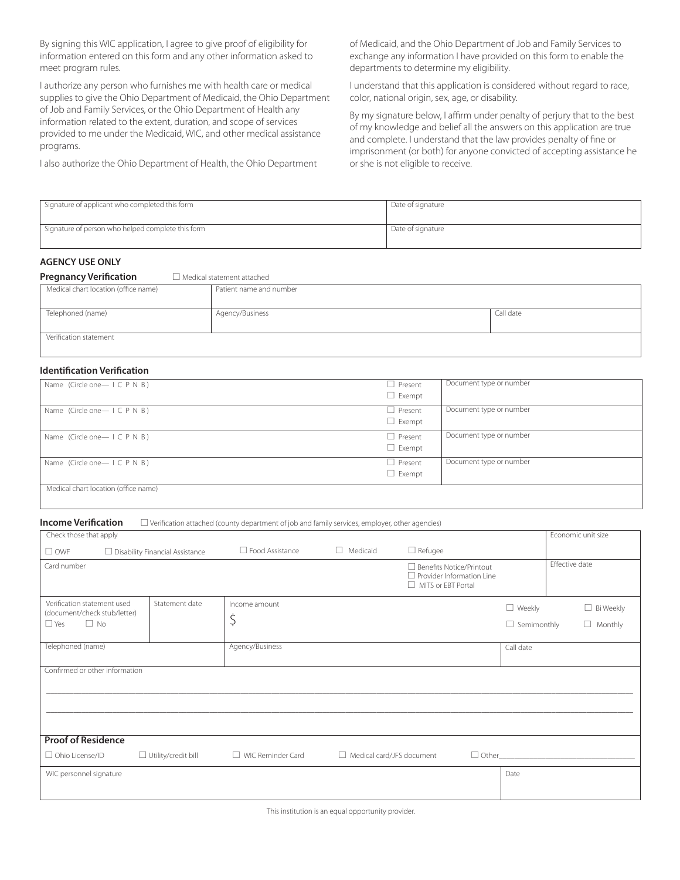By signing this WIC application, I agree to give proof of eligibility for information entered on this form and any other information asked to meet program rules.

I authorize any person who furnishes me with health care or medical supplies to give the Ohio Department of Medicaid, the Ohio Department of Job and Family Services, or the Ohio Department of Health any information related to the extent, duration, and scope of services provided to me under the Medicaid, WIC, and other medical assistance programs.

I also authorize the Ohio Department of Health, the Ohio Department of Medicaid, and the Ohio Department of Job and Family Services to exchange any information I have provided on this form to enable the departments to determine my eligibility.

I understand that this application is considered without regard to race, color, national origin, sex, age, or disability.

By my signature below, I affirm under penalty of perjury that to the best of my knowledge and belief all the answers on this application are true and complete. I understand that the law provides penalty of fine or imprisonment (or both) for anyone convicted of accepting assistance he or she is not eligible to receive.

| | |
|---|---|
| Signature of applicant who completed this form | Date of signature |
| Signature of person who helped complete this form | Date of signature |

**AGENCY USE ONLY**

**Pregnancy Verification** ☐ Medical statement attached

| | | |
|---|---|---|
| Medical chart location (office name) | Patient name and number | |
| Telephoned (name) | Agency/Business | Call date |
| Verification statement | | |

**Identification Verification**

| | | |
|---|---|---|
| Name (Circle one— I C P N B) | ☐ Present ☐ Exempt | Document type or number |
| Name (Circle one— I C P N B) | ☐ Present ☐ Exempt | Document type or number |
| Name (Circle one— I C P N B) | ☐ Present ☐ Exempt | Document type or number |
| Name (Circle one— I C P N B) | ☐ Present ☐ Exempt | Document type or number |
| Medical chart location (office name) | | |

**Income Verification** ☐ Verification attached (county department of job and family services, employer, other agencies)

| | | | |
|---|---|---|---|
| Check those that apply<br>☐ OWF ☐ Disability Financial Assistance ☐ Food Assistance ☐ Medicaid ☐ Refugee | | | Economic unit size |
| Card number | | ☐ Benefits Notice/Printout<br>☐ Provider Information Line<br>☐ MITS or EBT Portal | Effective date |
| Verification statement used (document/check stub/letter)<br>☐ Yes ☐ No | Statement date | Income amount<br>$ | ☐ Weekly ☐ Bi Weekly<br>☐ Semimonthly ☐ Monthly |
| Telephoned (name) | Agency/Business | | Call date |
| Confirmed or other information | | | |

**Proof of Residence**

☐ Ohio License/ID ☐ Utility/credit bill ☐ WIC Reminder Card ☐ Medical card/JFS document ☐ Other____________

| | |
|---|---|
| WIC personnel signature | Date |

This institution is an equal opportunity provider.